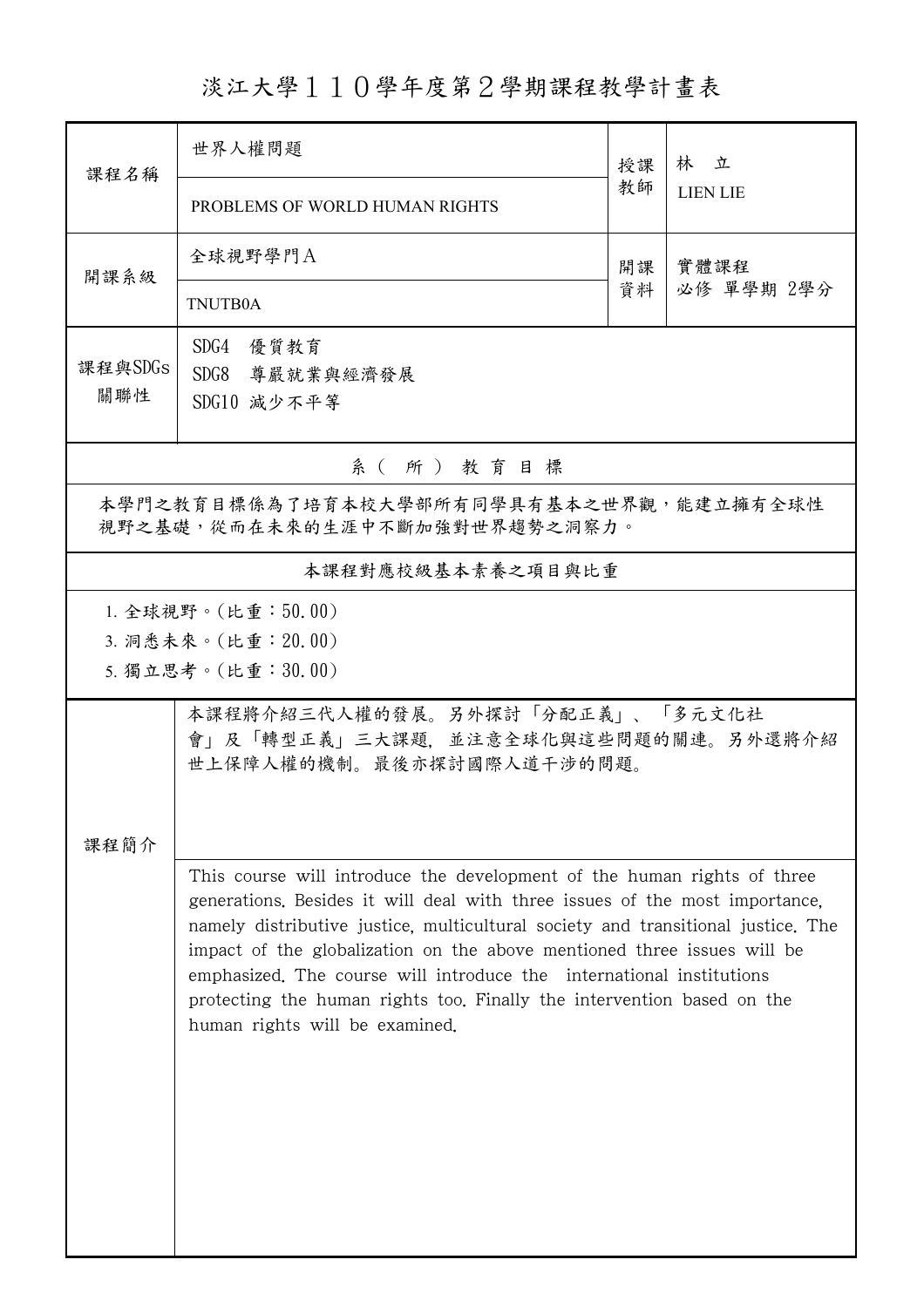# 淡江大學１１０學年度第２學期課程教學計畫表

| 課程名稱 | 世界人權問題<br>PROBLEMS OF WORLD HUMAN RIGHTS | 授課教師 | 林　立<br>LIEN LIE |
|---|---|---|---|
| 開課系級 | 全球視野學門A<br>TNUTB0A | 開課資料 | 實體課程<br>必修 單學期 2學分 |
| 課程與SDGs關聯性 | SDG4　優質教育<br>SDG8　尊嚴就業與經濟發展<br>SDG10 減少不平等 | | |

## 系（所）教育目標

本學門之教育目標係為了培育本校大學部所有同學具有基本之世界觀，能建立擁有全球性視野之基礎，從而在未來的生涯中不斷加強對世界趨勢之洞察力。

## 本課程對應校級基本素養之項目與比重

1. 全球視野。(比重：50.00)
3. 洞悉未來。(比重：20.00)
5. 獨立思考。(比重：30.00)

## 課程簡介

本課程將介紹三代人權的發展。另外探討「分配正義」、「多元文化社會」及「轉型正義」三大課題，並注意全球化與這些問題的關連。另外還將介紹世上保障人權的機制。最後亦探討國際人道干涉的問題。

This course will introduce the development of the human rights of three generations. Besides it will deal with three issues of the most importance, namely distributive justice, multicultural society and transitional justice. The impact of the globalization on the above mentioned three issues will be emphasized. The course will introduce the international institutions protecting the human rights too. Finally the intervention based on the human rights will be examined.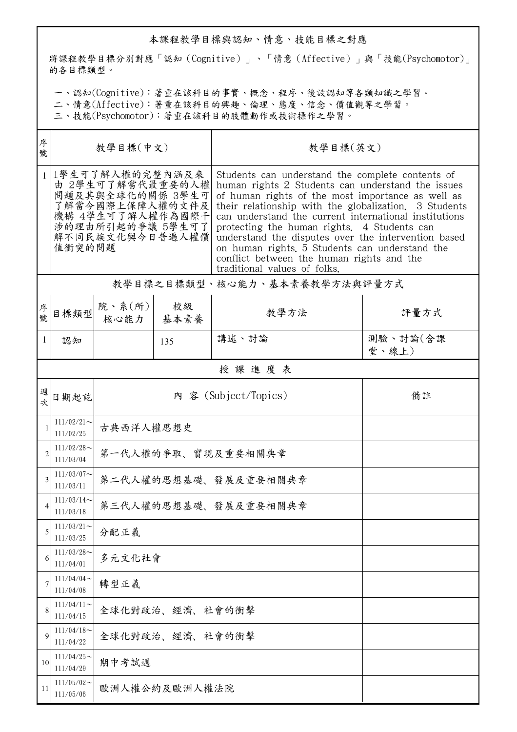## 本課程教學目標與認知、情意、技能目標之對應

將課程教學目標分別對應「認知（Cognitive）」、「情意（Affective）」與「技能(Psychomotor)」的各目標類型。

一、認知(Cognitive)：著重在該科目的事實、概念、程序、後設認知等各類知識之學習。
二、情意(Affective)：著重在該科目的興趣、倫理、態度、信念、價值觀等之學習。
三、技能(Psychomotor)：著重在該科目的肢體動作或技術操作之學習。

| 序號 | 教學目標(中文) | 教學目標(英文) |
|---|---|---|
| 1 | 1學生可了解人權的完整內涵及來由 2學生可了解當代最重要的人權問題及其與全球化的關係 3學生可了解當今國際上保障人權的文件及機構 4學生可了解人權作為國際干涉的理由所引起的爭議 5學生可了解不同民族文化與今日普遍人權價值衝突的問題 | Students can understand the complete contents of human rights 2 Students can understand the issues of human rights of the most importance as well as their relationship with the globalization. 3 Students can understand the current international institutions protecting the human rights. 4 Students can understand the disputes over the intervention based on human rights. 5 Students can understand the conflict between the human rights and the traditional values of folks. |

## 教學目標之目標類型、核心能力、基本素養教學方法與評量方式

| 序號 | 目標類型 | 院、系(所)核心能力 | 校級基本素養 | 教學方法 | 評量方式 |
|---|---|---|---|---|---|
| 1 | 認知 | | 135 | 講述、討論 | 測驗、討論(含課堂、線上) |

## 授 課 進 度 表

| 週次 | 日期起訖 | 內 容 (Subject/Topics) | 備註 |
|---|---|---|---|
| 1 | 111/02/21～111/02/25 | 古典西洋人權思想史 | |
| 2 | 111/02/28～111/03/04 | 第一代人權的爭取、實現及重要相關典章 | |
| 3 | 111/03/07～111/03/11 | 第二代人權的思想基礎、發展及重要相關典章 | |
| 4 | 111/03/14～111/03/18 | 第三代人權的思想基礎、發展及重要相關典章 | |
| 5 | 111/03/21～111/03/25 | 分配正義 | |
| 6 | 111/03/28～111/04/01 | 多元文化社會 | |
| 7 | 111/04/04～111/04/08 | 轉型正義 | |
| 8 | 111/04/11～111/04/15 | 全球化對政治、經濟、社會的衝擊 | |
| 9 | 111/04/18～111/04/22 | 全球化對政治、經濟、社會的衝擊 | |
| 10 | 111/04/25～111/04/29 | 期中考試週 | |
| 11 | 111/05/02～111/05/06 | 歐洲人權公約及歐洲人權法院 | |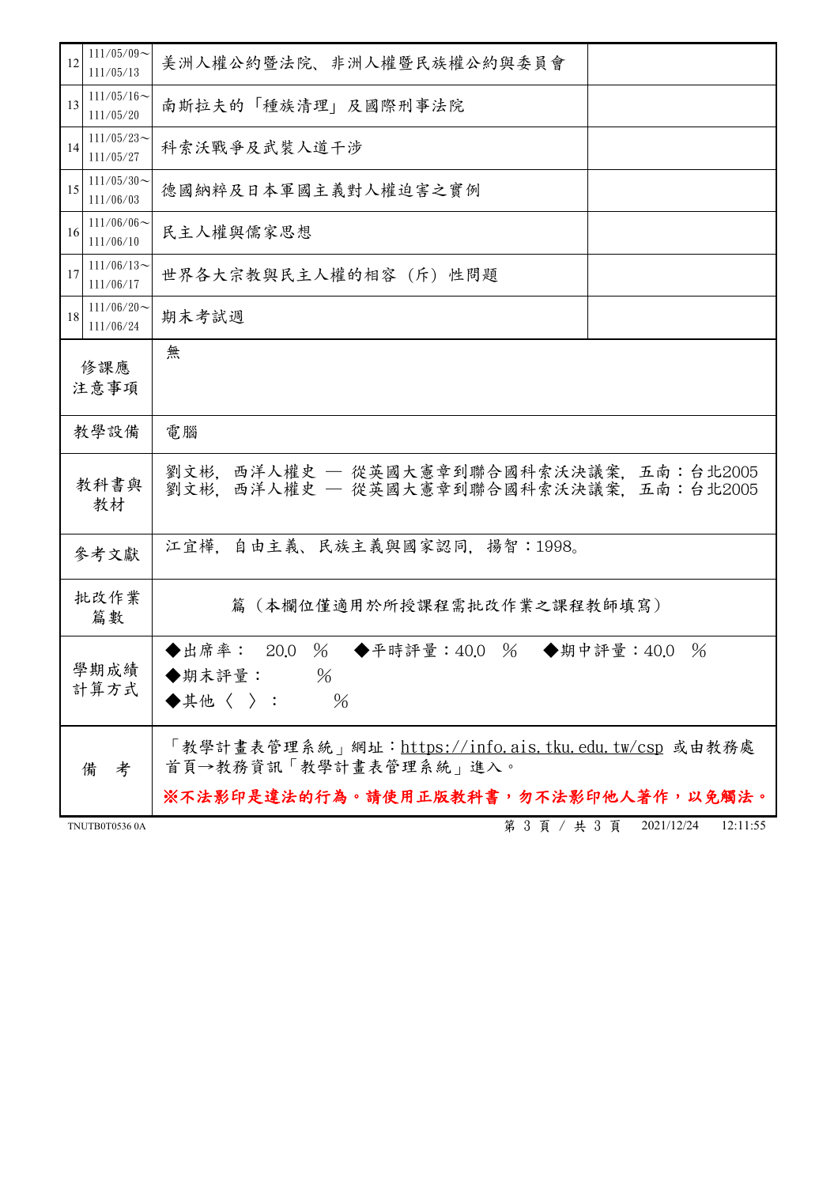| | | | |
|---|---|---|---|
| 12 | 111/05/09～<br>111/05/13 | 美洲人權公約暨法院、非洲人權暨民族權公約與委員會 | |
| 13 | 111/05/16～<br>111/05/20 | 南斯拉夫的「種族清理」及國際刑事法院 | |
| 14 | 111/05/23～<br>111/05/27 | 科索沃戰爭及武裝人道干涉 | |
| 15 | 111/05/30～<br>111/06/03 | 德國納粹及日本軍國主義對人權迫害之實例 | |
| 16 | 111/06/06～<br>111/06/10 | 民主人權與儒家思想 | |
| 17 | 111/06/13～<br>111/06/17 | 世界各大宗教與民主人權的相容（斥）性問題 | |
| 18 | 111/06/20～<br>111/06/24 | 期末考試週 | |

| | |
|---|---|
| 修課應注意事項 | 無 |
| 教學設備 | 電腦 |
| 教科書與教材 | 劉文彬，西洋人權史 — 從英國大憲章到聯合國科索沃決議案，五南：台北2005<br>劉文彬，西洋人權史 — 從英國大憲章到聯合國科索沃決議案，五南：台北2005 |
| 參考文獻 | 江宜樺，自由主義、民族主義與國家認同，揚智：1998。 |
| 批改作業篇數 | 篇（本欄位僅適用於所授課程需批改作業之課程教師填寫） |
| 學期成績計算方式 | ◆出席率： 20.0 ％　◆平時評量：40.0 ％　◆期中評量：40.0 ％<br>◆期末評量：　　％<br>◆其他〈 〉：　　％ |
| 備　考 | 「教學計畫表管理系統」網址：https://info.ais.tku.edu.tw/csp 或由教務處首頁→教務資訊「教學計畫表管理系統」進入。<br>**※不法影印是違法的行為。請使用正版教科書，勿不法影印他人著作，以免觸法。** |

TNUTB0T0536 0A　　　2021/12/24　12:11:55